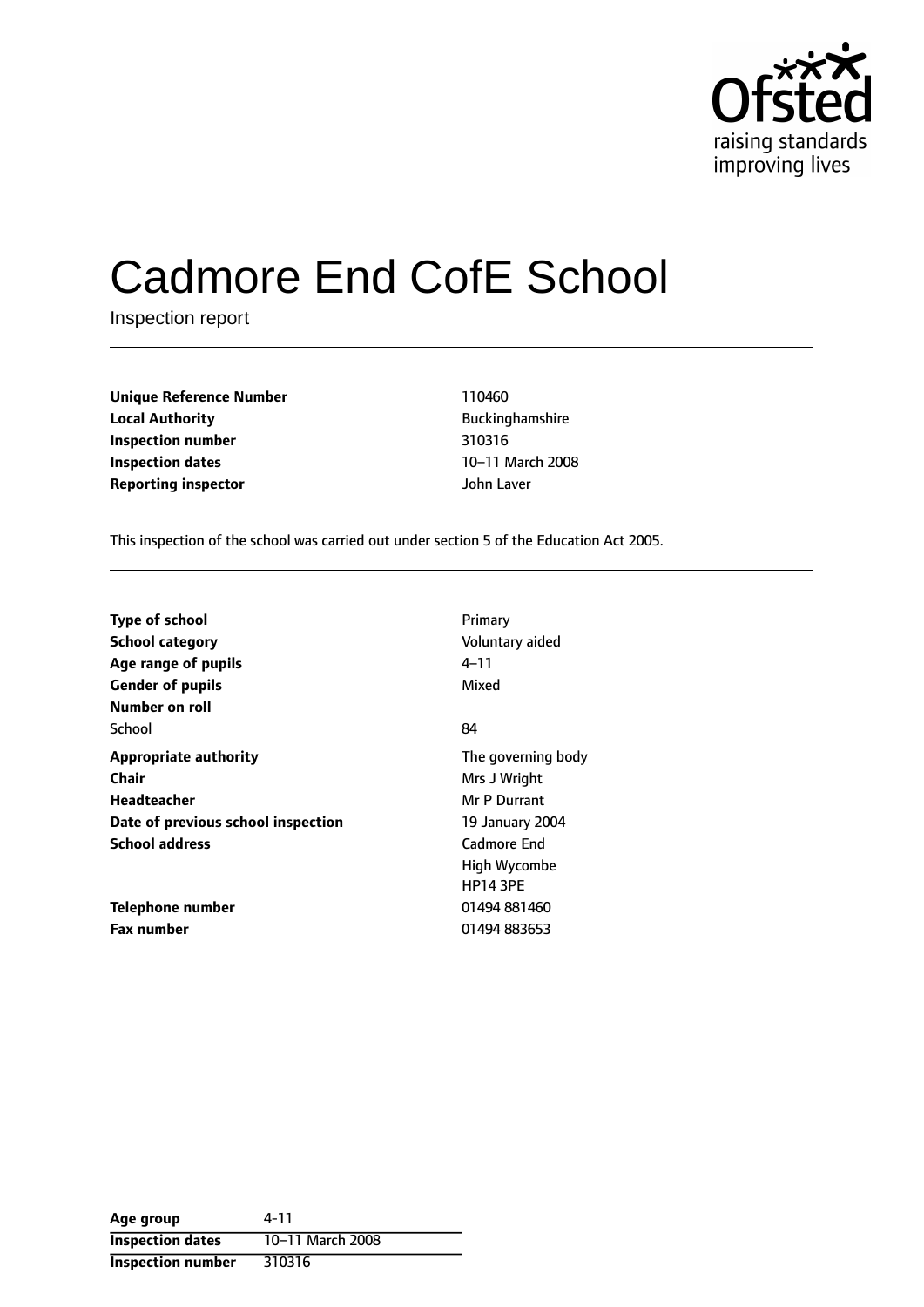Ofsted
raising standards
improving lives

# Cadmore End CofE School

Inspection report

| | |
|---|---|
| **Unique Reference Number** | 110460 |
| **Local Authority** | Buckinghamshire |
| **Inspection number** | 310316 |
| **Inspection dates** | 10–11 March 2008 |
| **Reporting inspector** | John Laver |

This inspection of the school was carried out under section 5 of the Education Act 2005.

| | |
|---|---|
| **Type of school** | Primary |
| **School category** | Voluntary aided |
| **Age range of pupils** | 4–11 |
| **Gender of pupils** | Mixed |
| **Number on roll** | |
| School | 84 |
| **Appropriate authority** | The governing body |
| **Chair** | Mrs J Wright |
| **Headteacher** | Mr P Durrant |
| **Date of previous school inspection** | 19 January 2004 |
| **School address** | Cadmore End<br>High Wycombe<br>HP14 3PE |
| **Telephone number** | 01494 881460 |
| **Fax number** | 01494 883653 |

| | |
|---|---|
| **Age group** | 4-11 |
| **Inspection dates** | 10–11 March 2008 |
| **Inspection number** | 310316 |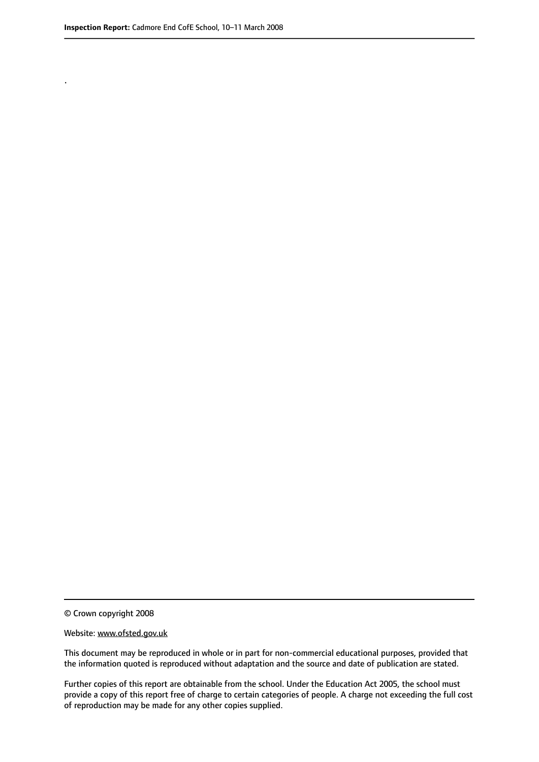.

© Crown copyright 2008

Website: www.ofsted.gov.uk

This document may be reproduced in whole or in part for non-commercial educational purposes, provided that the information quoted is reproduced without adaptation and the source and date of publication are stated.

Further copies of this report are obtainable from the school. Under the Education Act 2005, the school must provide a copy of this report free of charge to certain categories of people. A charge not exceeding the full cost of reproduction may be made for any other copies supplied.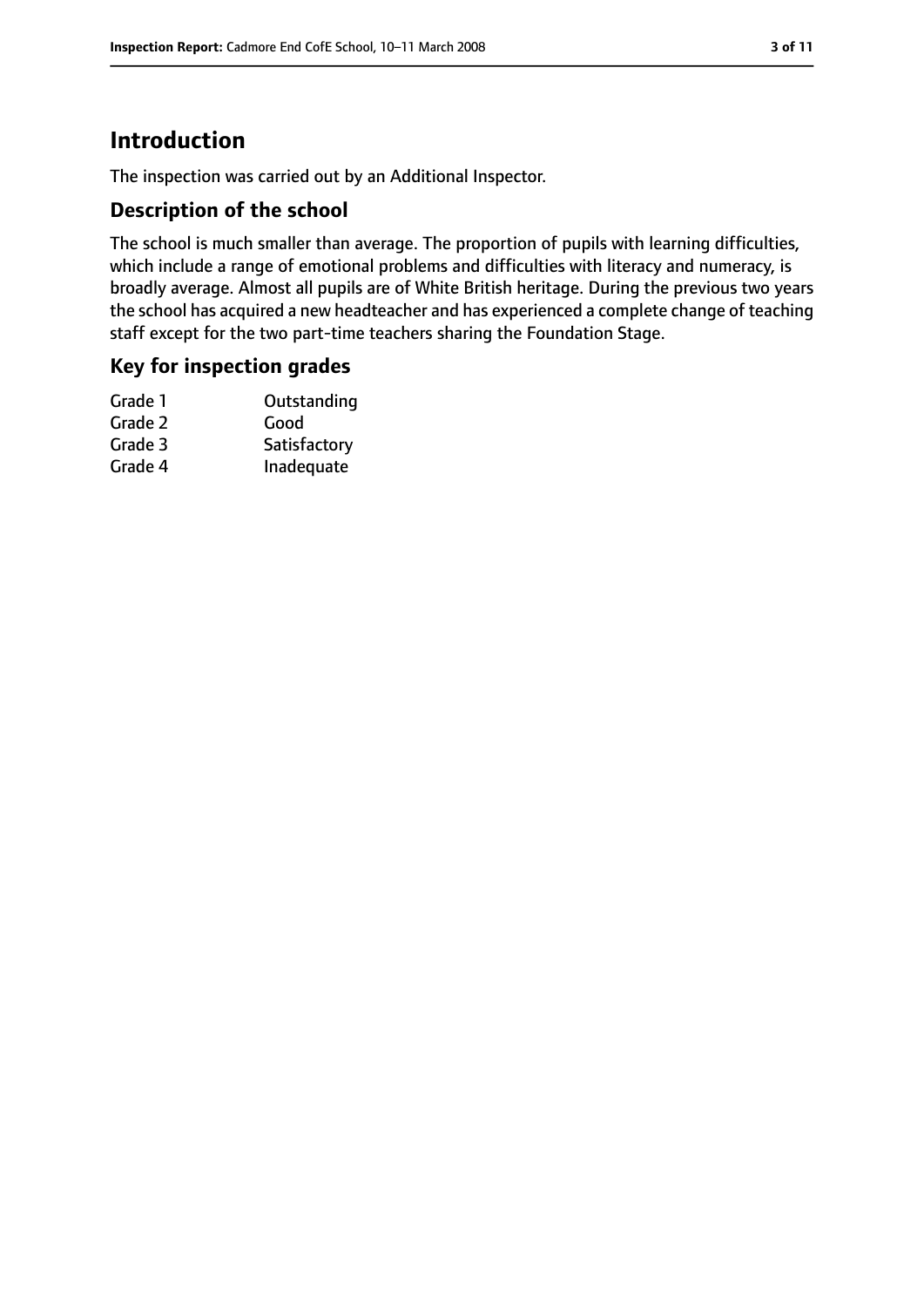# Introduction

The inspection was carried out by an Additional Inspector.

## Description of the school

The school is much smaller than average. The proportion of pupils with learning difficulties, which include a range of emotional problems and difficulties with literacy and numeracy, is broadly average. Almost all pupils are of White British heritage. During the previous two years the school has acquired a new headteacher and has experienced a complete change of teaching staff except for the two part-time teachers sharing the Foundation Stage.

## Key for inspection grades

| | |
|---|---|
| Grade 1 | Outstanding |
| Grade 2 | Good |
| Grade 3 | Satisfactory |
| Grade 4 | Inadequate |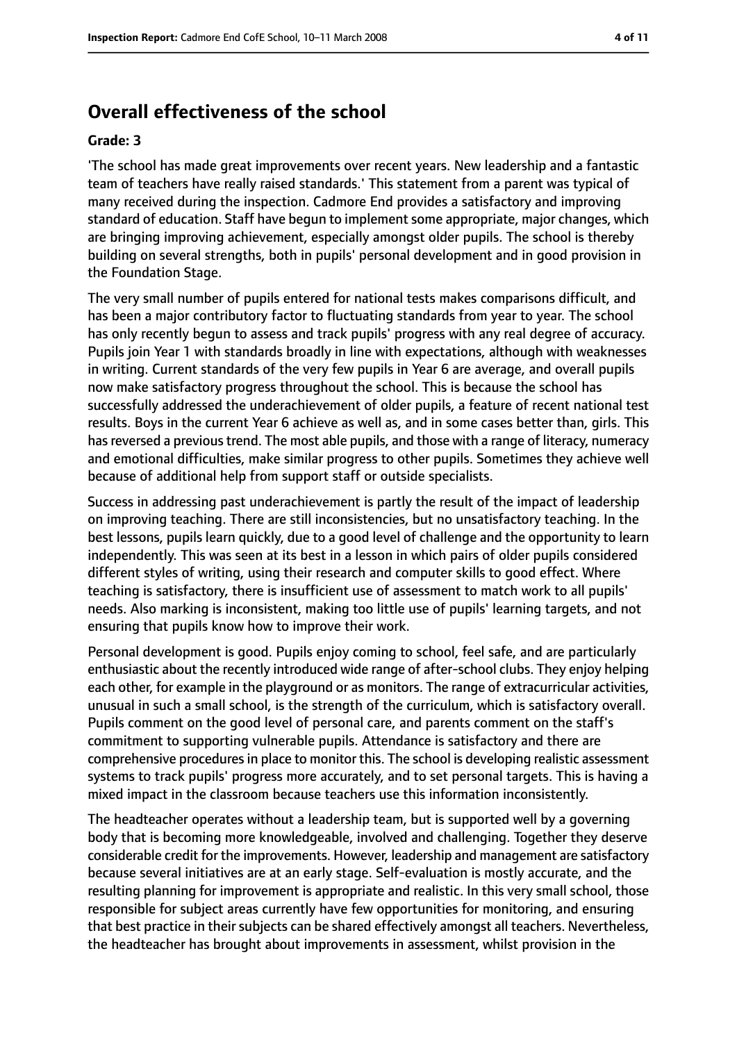## Overall effectiveness of the school

### Grade: 3

'The school has made great improvements over recent years. New leadership and a fantastic team of teachers have really raised standards.' This statement from a parent was typical of many received during the inspection. Cadmore End provides a satisfactory and improving standard of education. Staff have begun to implement some appropriate, major changes, which are bringing improving achievement, especially amongst older pupils. The school is thereby building on several strengths, both in pupils' personal development and in good provision in the Foundation Stage.

The very small number of pupils entered for national tests makes comparisons difficult, and has been a major contributory factor to fluctuating standards from year to year. The school has only recently begun to assess and track pupils' progress with any real degree of accuracy. Pupils join Year 1 with standards broadly in line with expectations, although with weaknesses in writing. Current standards of the very few pupils in Year 6 are average, and overall pupils now make satisfactory progress throughout the school. This is because the school has successfully addressed the underachievement of older pupils, a feature of recent national test results. Boys in the current Year 6 achieve as well as, and in some cases better than, girls. This has reversed a previous trend. The most able pupils, and those with a range of literacy, numeracy and emotional difficulties, make similar progress to other pupils. Sometimes they achieve well because of additional help from support staff or outside specialists.

Success in addressing past underachievement is partly the result of the impact of leadership on improving teaching. There are still inconsistencies, but no unsatisfactory teaching. In the best lessons, pupils learn quickly, due to a good level of challenge and the opportunity to learn independently. This was seen at its best in a lesson in which pairs of older pupils considered different styles of writing, using their research and computer skills to good effect. Where teaching is satisfactory, there is insufficient use of assessment to match work to all pupils' needs. Also marking is inconsistent, making too little use of pupils' learning targets, and not ensuring that pupils know how to improve their work.

Personal development is good. Pupils enjoy coming to school, feel safe, and are particularly enthusiastic about the recently introduced wide range of after-school clubs. They enjoy helping each other, for example in the playground or as monitors. The range of extracurricular activities, unusual in such a small school, is the strength of the curriculum, which is satisfactory overall. Pupils comment on the good level of personal care, and parents comment on the staff's commitment to supporting vulnerable pupils. Attendance is satisfactory and there are comprehensive procedures in place to monitor this. The school is developing realistic assessment systems to track pupils' progress more accurately, and to set personal targets. This is having a mixed impact in the classroom because teachers use this information inconsistently.

The headteacher operates without a leadership team, but is supported well by a governing body that is becoming more knowledgeable, involved and challenging. Together they deserve considerable credit for the improvements. However, leadership and management are satisfactory because several initiatives are at an early stage. Self-evaluation is mostly accurate, and the resulting planning for improvement is appropriate and realistic. In this very small school, those responsible for subject areas currently have few opportunities for monitoring, and ensuring that best practice in their subjects can be shared effectively amongst all teachers. Nevertheless, the headteacher has brought about improvements in assessment, whilst provision in the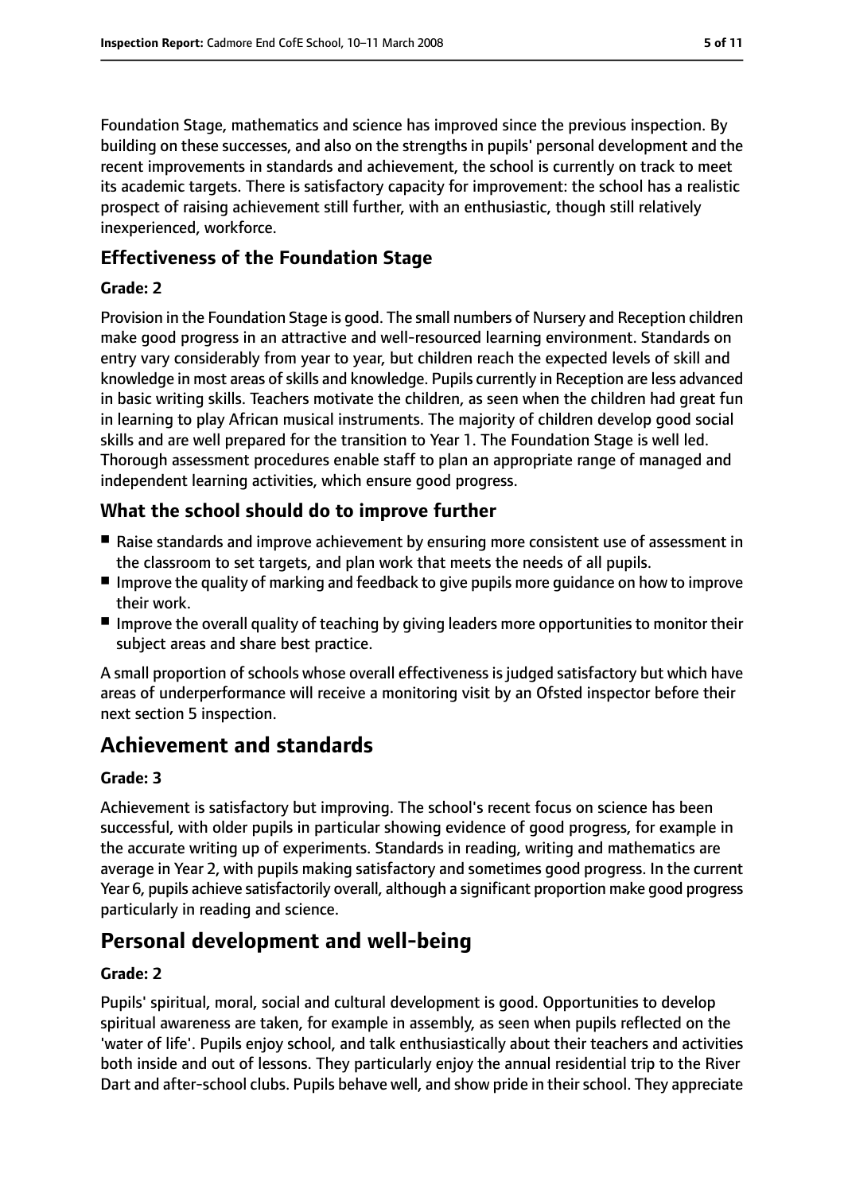Foundation Stage, mathematics and science has improved since the previous inspection. By building on these successes, and also on the strengths in pupils' personal development and the recent improvements in standards and achievement, the school is currently on track to meet its academic targets. There is satisfactory capacity for improvement: the school has a realistic prospect of raising achievement still further, with an enthusiastic, though still relatively inexperienced, workforce.

### Effectiveness of the Foundation Stage

#### Grade: 2

Provision in the Foundation Stage is good. The small numbers of Nursery and Reception children make good progress in an attractive and well-resourced learning environment. Standards on entry vary considerably from year to year, but children reach the expected levels of skill and knowledge in most areas of skills and knowledge. Pupils currently in Reception are less advanced in basic writing skills. Teachers motivate the children, as seen when the children had great fun in learning to play African musical instruments. The majority of children develop good social skills and are well prepared for the transition to Year 1. The Foundation Stage is well led. Thorough assessment procedures enable staff to plan an appropriate range of managed and independent learning activities, which ensure good progress.

### What the school should do to improve further

- Raise standards and improve achievement by ensuring more consistent use of assessment in the classroom to set targets, and plan work that meets the needs of all pupils.
- Improve the quality of marking and feedback to give pupils more guidance on how to improve their work.
- Improve the overall quality of teaching by giving leaders more opportunities to monitor their subject areas and share best practice.

A small proportion of schools whose overall effectiveness is judged satisfactory but which have areas of underperformance will receive a monitoring visit by an Ofsted inspector before their next section 5 inspection.

## Achievement and standards

#### Grade: 3

Achievement is satisfactory but improving. The school's recent focus on science has been successful, with older pupils in particular showing evidence of good progress, for example in the accurate writing up of experiments. Standards in reading, writing and mathematics are average in Year 2, with pupils making satisfactory and sometimes good progress. In the current Year 6, pupils achieve satisfactorily overall, although a significant proportion make good progress particularly in reading and science.

## Personal development and well-being

#### Grade: 2

Pupils' spiritual, moral, social and cultural development is good. Opportunities to develop spiritual awareness are taken, for example in assembly, as seen when pupils reflected on the 'water of life'. Pupils enjoy school, and talk enthusiastically about their teachers and activities both inside and out of lessons. They particularly enjoy the annual residential trip to the River Dart and after-school clubs. Pupils behave well, and show pride in their school. They appreciate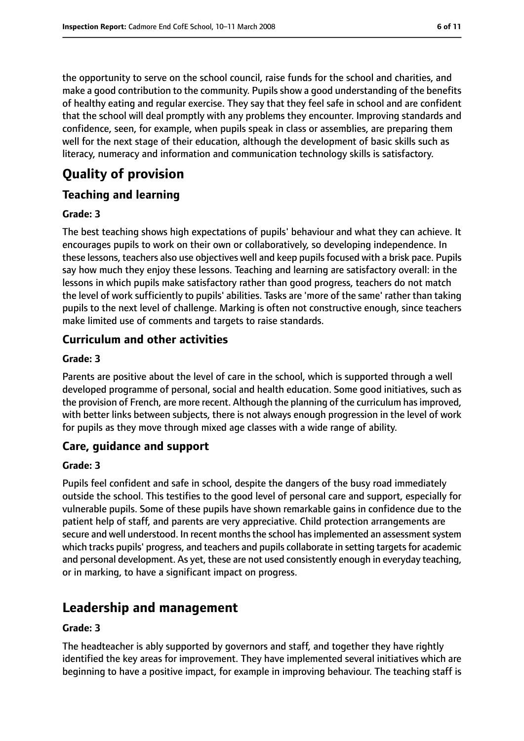the opportunity to serve on the school council, raise funds for the school and charities, and make a good contribution to the community. Pupils show a good understanding of the benefits of healthy eating and regular exercise. They say that they feel safe in school and are confident that the school will deal promptly with any problems they encounter. Improving standards and confidence, seen, for example, when pupils speak in class or assemblies, are preparing them well for the next stage of their education, although the development of basic skills such as literacy, numeracy and information and communication technology skills is satisfactory.

# Quality of provision

## Teaching and learning

**Grade: 3**

The best teaching shows high expectations of pupils' behaviour and what they can achieve. It encourages pupils to work on their own or collaboratively, so developing independence. In these lessons, teachers also use objectives well and keep pupils focused with a brisk pace. Pupils say how much they enjoy these lessons. Teaching and learning are satisfactory overall: in the lessons in which pupils make satisfactory rather than good progress, teachers do not match the level of work sufficiently to pupils' abilities. Tasks are 'more of the same' rather than taking pupils to the next level of challenge. Marking is often not constructive enough, since teachers make limited use of comments and targets to raise standards.

## Curriculum and other activities

**Grade: 3**

Parents are positive about the level of care in the school, which is supported through a well developed programme of personal, social and health education. Some good initiatives, such as the provision of French, are more recent. Although the planning of the curriculum has improved, with better links between subjects, there is not always enough progression in the level of work for pupils as they move through mixed age classes with a wide range of ability.

## Care, guidance and support

**Grade: 3**

Pupils feel confident and safe in school, despite the dangers of the busy road immediately outside the school. This testifies to the good level of personal care and support, especially for vulnerable pupils. Some of these pupils have shown remarkable gains in confidence due to the patient help of staff, and parents are very appreciative. Child protection arrangements are secure and well understood. In recent months the school has implemented an assessment system which tracks pupils' progress, and teachers and pupils collaborate in setting targets for academic and personal development. As yet, these are not used consistently enough in everyday teaching, or in marking, to have a significant impact on progress.

# Leadership and management

**Grade: 3**

The headteacher is ably supported by governors and staff, and together they have rightly identified the key areas for improvement. They have implemented several initiatives which are beginning to have a positive impact, for example in improving behaviour. The teaching staff is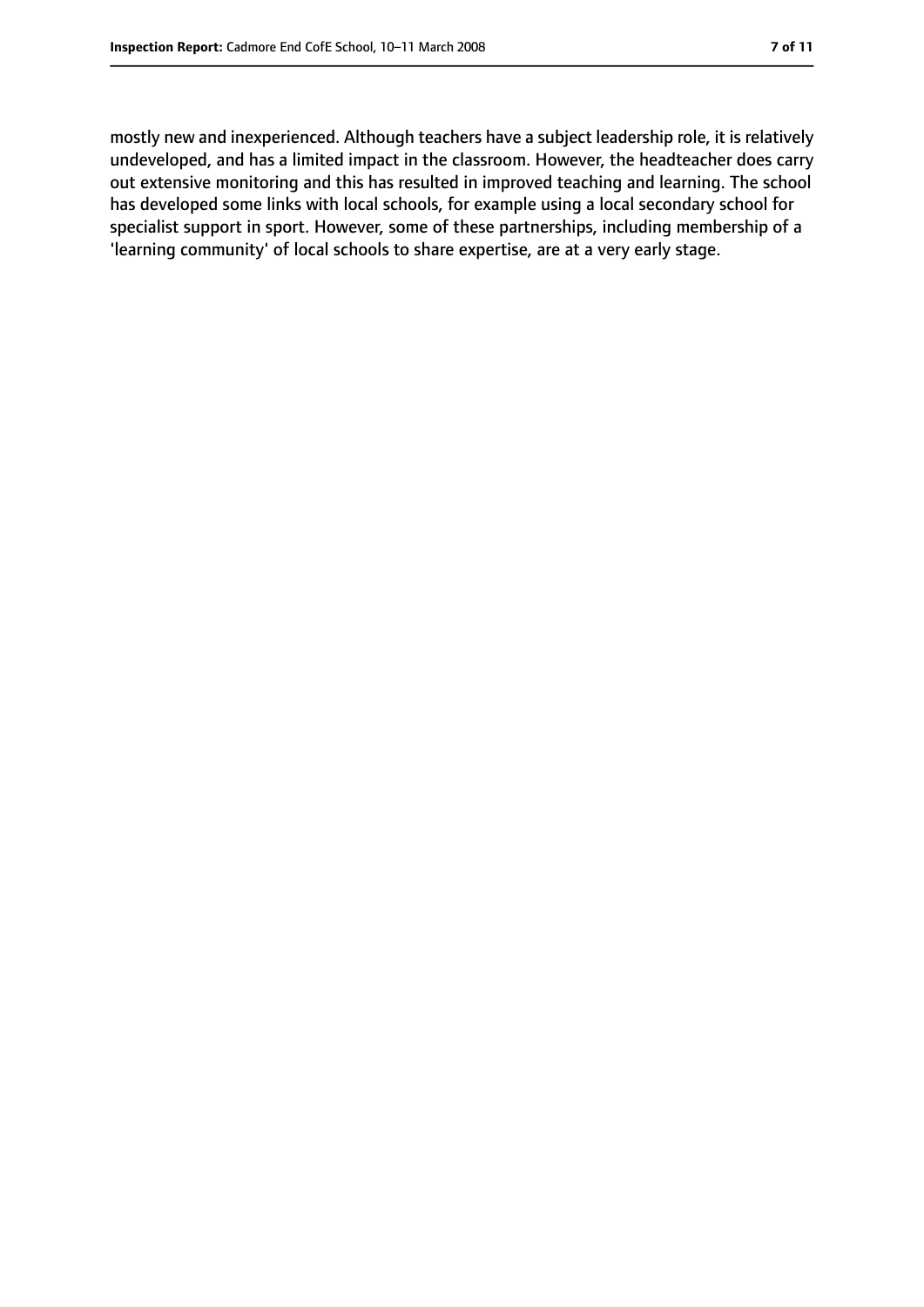mostly new and inexperienced. Although teachers have a subject leadership role, it is relatively undeveloped, and has a limited impact in the classroom. However, the headteacher does carry out extensive monitoring and this has resulted in improved teaching and learning. The school has developed some links with local schools, for example using a local secondary school for specialist support in sport. However, some of these partnerships, including membership of a 'learning community' of local schools to share expertise, are at a very early stage.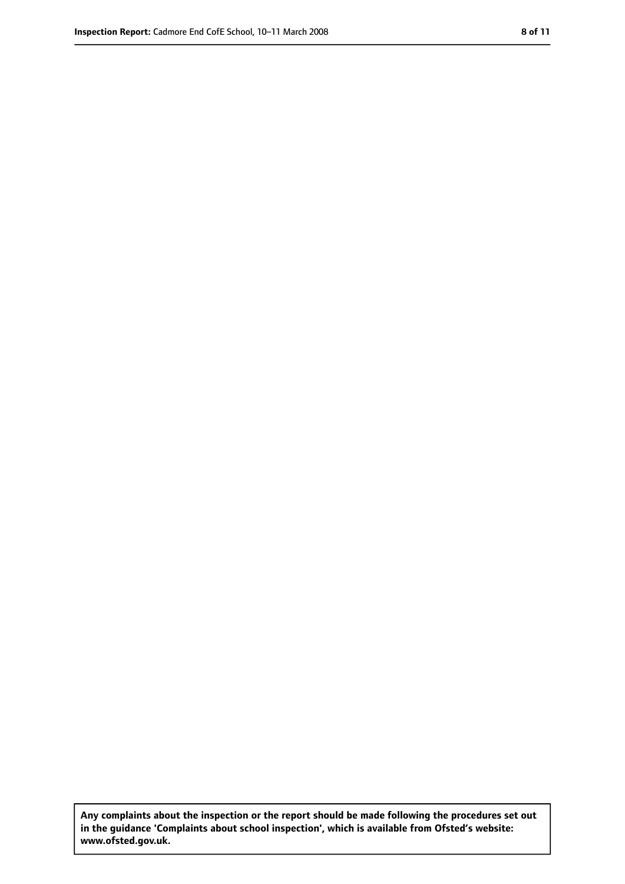**Any complaints about the inspection or the report should be made following the procedures set out in the guidance 'Complaints about school inspection', which is available from Ofsted's website: www.ofsted.gov.uk.**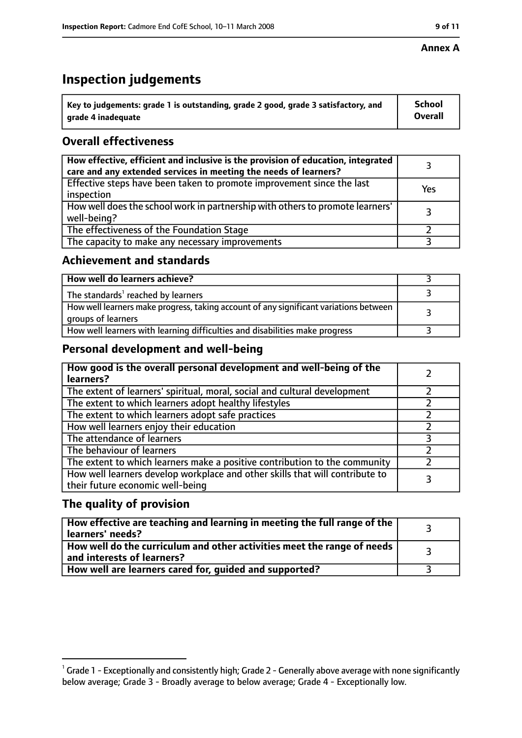**Annex A**

# Inspection judgements

| Key to judgements: grade 1 is outstanding, grade 2 good, grade 3 satisfactory, and grade 4 inadequate | School Overall |
|---|---|

## Overall effectiveness

| | |
|---|---|
| **How effective, efficient and inclusive is the provision of education, integrated care and any extended services in meeting the needs of learners?** | 3 |
| Effective steps have been taken to promote improvement since the last inspection | Yes |
| How well does the school work in partnership with others to promote learners' well-being? | 3 |
| The effectiveness of the Foundation Stage | 2 |
| The capacity to make any necessary improvements | 3 |

## Achievement and standards

| | |
|---|---|
| **How well do learners achieve?** | 3 |
| The standards[1] reached by learners | 3 |
| How well learners make progress, taking account of any significant variations between groups of learners | 3 |
| How well learners with learning difficulties and disabilities make progress | 3 |

## Personal development and well-being

| | |
|---|---|
| **How good is the overall personal development and well-being of the learners?** | 2 |
| The extent of learners' spiritual, moral, social and cultural development | 2 |
| The extent to which learners adopt healthy lifestyles | 2 |
| The extent to which learners adopt safe practices | 2 |
| How well learners enjoy their education | 2 |
| The attendance of learners | 3 |
| The behaviour of learners | 2 |
| The extent to which learners make a positive contribution to the community | 2 |
| How well learners develop workplace and other skills that will contribute to their future economic well-being | 3 |

## The quality of provision

| | |
|---|---|
| **How effective are teaching and learning in meeting the full range of the learners' needs?** | 3 |
| **How well do the curriculum and other activities meet the range of needs and interests of learners?** | 3 |
| **How well are learners cared for, guided and supported?** | 3 |

[1] Grade 1 - Exceptionally and consistently high; Grade 2 - Generally above average with none significantly below average; Grade 3 - Broadly average to below average; Grade 4 - Exceptionally low.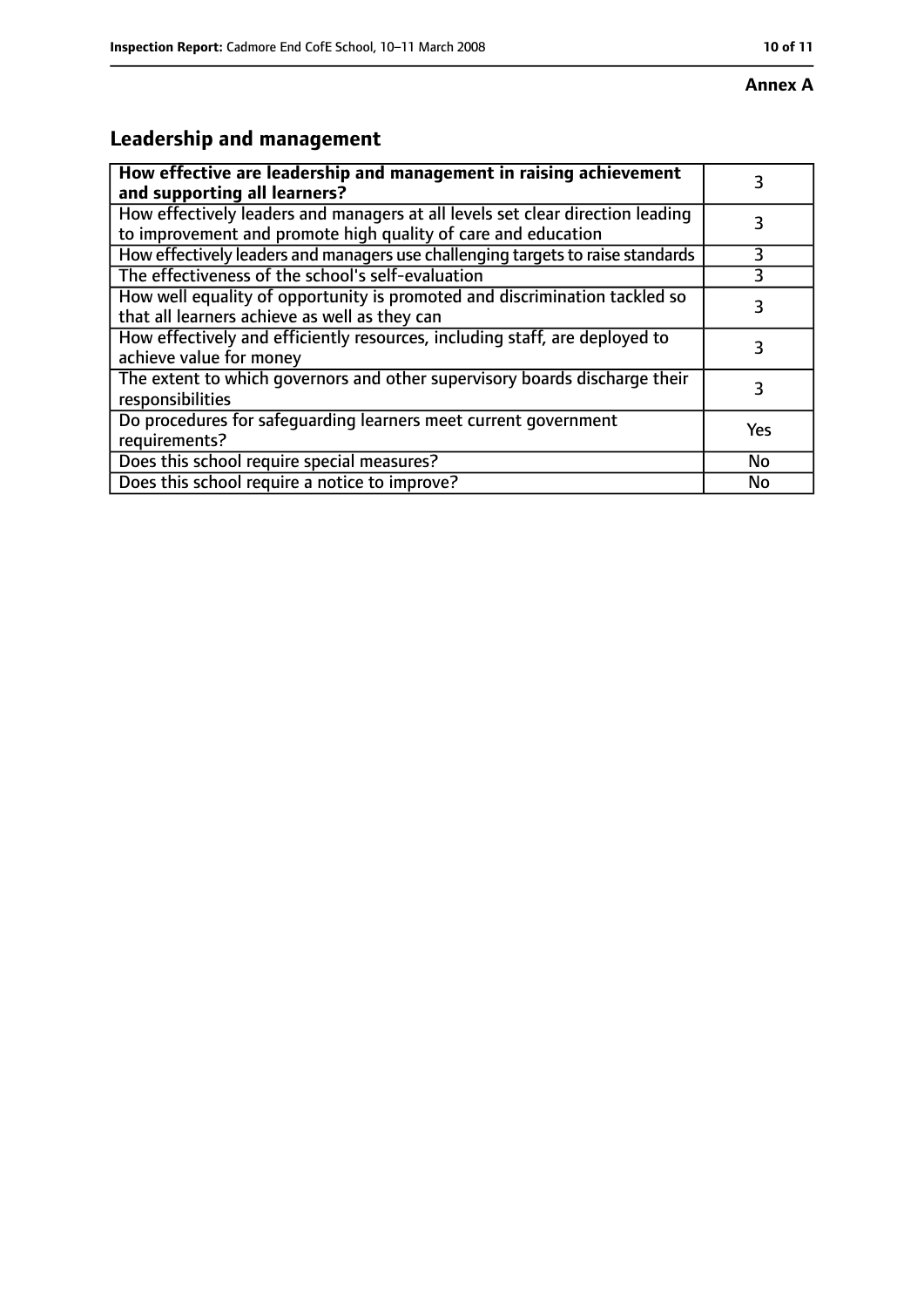**Annex A**

## Leadership and management

| **How effective are leadership and management in raising achievement and supporting all learners?** | 3 |
|---|---|
| How effectively leaders and managers at all levels set clear direction leading to improvement and promote high quality of care and education | 3 |
| How effectively leaders and managers use challenging targets to raise standards | 3 |
| The effectiveness of the school's self-evaluation | 3 |
| How well equality of opportunity is promoted and discrimination tackled so that all learners achieve as well as they can | 3 |
| How effectively and efficiently resources, including staff, are deployed to achieve value for money | 3 |
| The extent to which governors and other supervisory boards discharge their responsibilities | 3 |
| Do procedures for safeguarding learners meet current government requirements? | Yes |
| Does this school require special measures? | No |
| Does this school require a notice to improve? | No |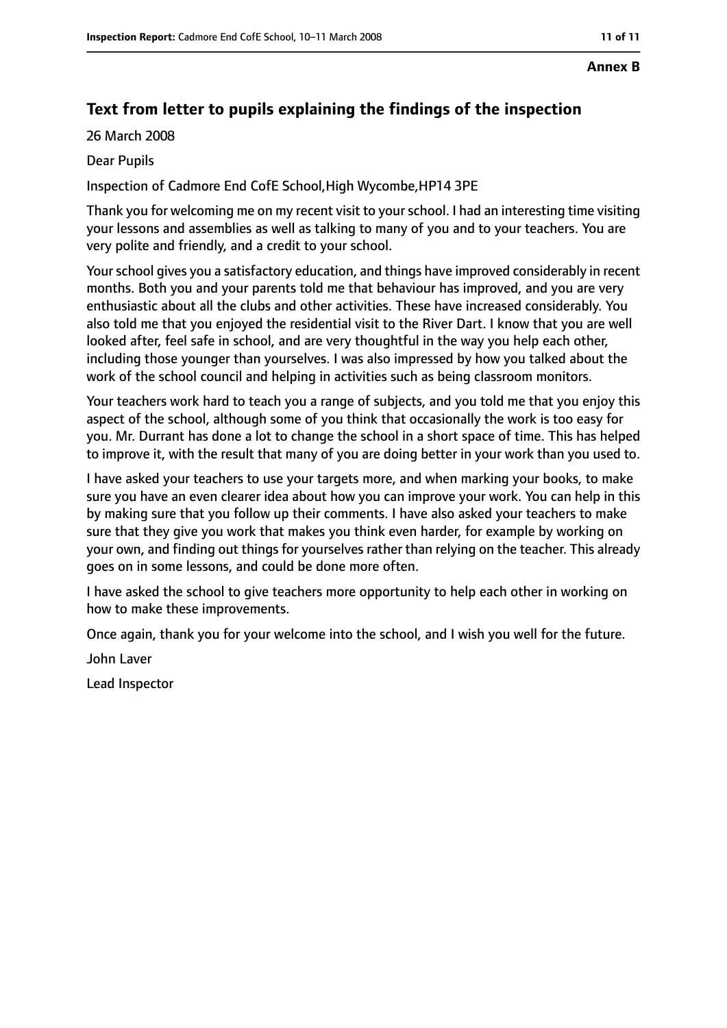**Annex B**

## Text from letter to pupils explaining the findings of the inspection

26 March 2008

Dear Pupils

Inspection of Cadmore End CofE School,High Wycombe,HP14 3PE

Thank you for welcoming me on my recent visit to your school. I had an interesting time visiting your lessons and assemblies as well as talking to many of you and to your teachers. You are very polite and friendly, and a credit to your school.

Your school gives you a satisfactory education, and things have improved considerably in recent months. Both you and your parents told me that behaviour has improved, and you are very enthusiastic about all the clubs and other activities. These have increased considerably. You also told me that you enjoyed the residential visit to the River Dart. I know that you are well looked after, feel safe in school, and are very thoughtful in the way you help each other, including those younger than yourselves. I was also impressed by how you talked about the work of the school council and helping in activities such as being classroom monitors.

Your teachers work hard to teach you a range of subjects, and you told me that you enjoy this aspect of the school, although some of you think that occasionally the work is too easy for you. Mr. Durrant has done a lot to change the school in a short space of time. This has helped to improve it, with the result that many of you are doing better in your work than you used to.

I have asked your teachers to use your targets more, and when marking your books, to make sure you have an even clearer idea about how you can improve your work. You can help in this by making sure that you follow up their comments. I have also asked your teachers to make sure that they give you work that makes you think even harder, for example by working on your own, and finding out things for yourselves rather than relying on the teacher. This already goes on in some lessons, and could be done more often.

I have asked the school to give teachers more opportunity to help each other in working on how to make these improvements.

Once again, thank you for your welcome into the school, and I wish you well for the future.

John Laver

Lead Inspector